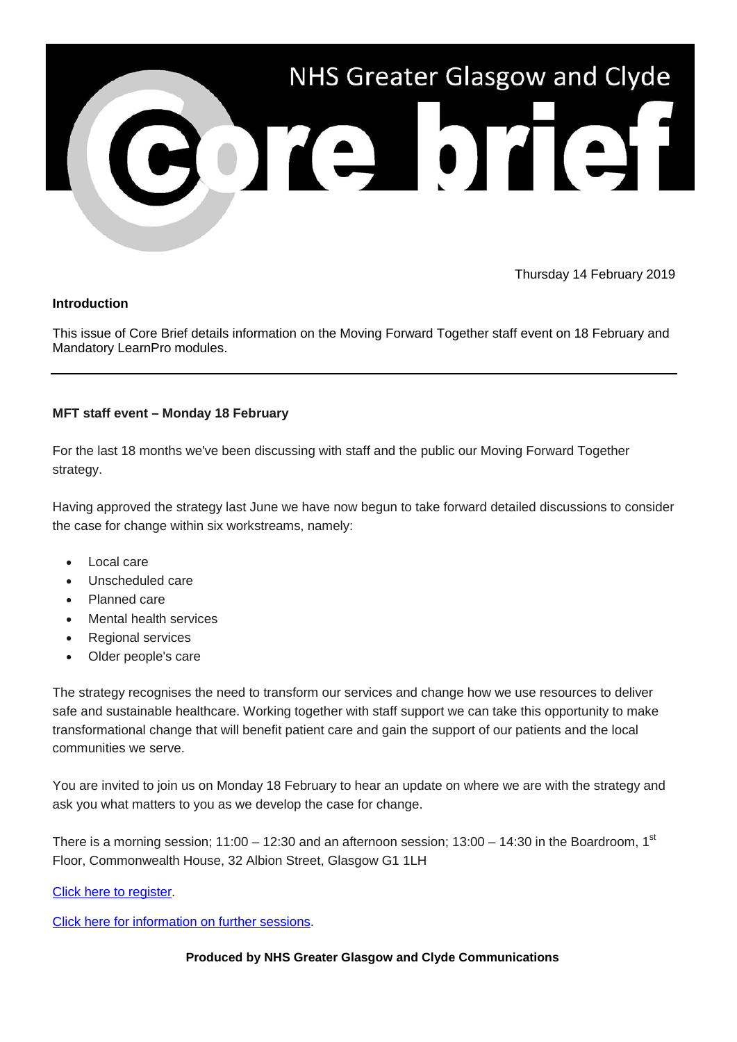# NHS Greater Glasgow and Clyde

# Core brief

Thursday 14 February 2019

**Introduction**

This issue of Core Brief details information on the Moving Forward Together staff event on 18 February and Mandatory LearnPro modules.

---

**MFT staff event – Monday 18 February**

For the last 18 months we've been discussing with staff and the public our Moving Forward Together strategy.

Having approved the strategy last June we have now begun to take forward detailed discussions to consider the case for change within six workstreams, namely:

- Local care
- Unscheduled care
- Planned care
- Mental health services
- Regional services
- Older people's care

The strategy recognises the need to transform our services and change how we use resources to deliver safe and sustainable healthcare. Working together with staff support we can take this opportunity to make transformational change that will benefit patient care and gain the support of our patients and the local communities we serve.

You are invited to join us on Monday 18 February to hear an update on where we are with the strategy and ask you what matters to you as we develop the case for change.

There is a morning session; 11:00 – 12:30 and an afternoon session; 13:00 – 14:30 in the Boardroom, 1st Floor, Commonwealth House, 32 Albion Street, Glasgow G1 1LH

Click here to register.

Click here for information on further sessions.

**Produced by NHS Greater Glasgow and Clyde Communications**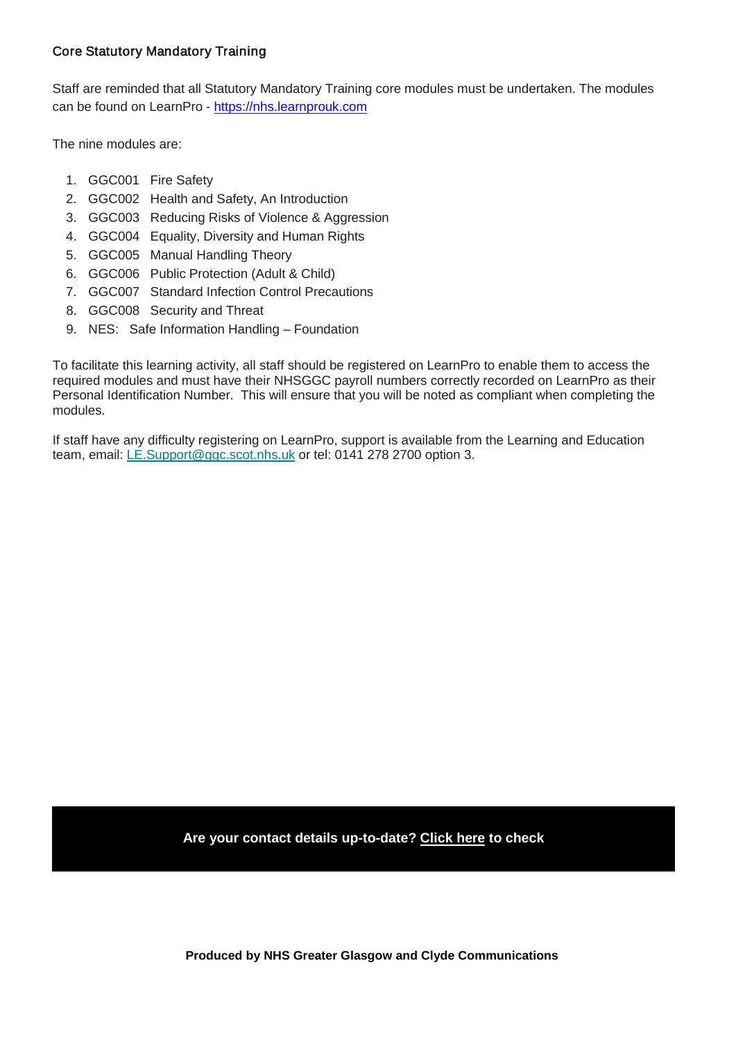## Core Statutory Mandatory Training

Staff are reminded that all Statutory Mandatory Training core modules must be undertaken. The modules can be found on LearnPro - https://nhs.learnprouk.com

The nine modules are:

1. GGC001 Fire Safety
2. GGC002 Health and Safety, An Introduction
3. GGC003 Reducing Risks of Violence & Aggression
4. GGC004 Equality, Diversity and Human Rights
5. GGC005 Manual Handling Theory
6. GGC006 Public Protection (Adult & Child)
7. GGC007 Standard Infection Control Precautions
8. GGC008 Security and Threat
9. NES: Safe Information Handling – Foundation

To facilitate this learning activity, all staff should be registered on LearnPro to enable them to access the required modules and must have their NHSGGC payroll numbers correctly recorded on LearnPro as their Personal Identification Number. This will ensure that you will be noted as compliant when completing the modules.

If staff have any difficulty registering on LearnPro, support is available from the Learning and Education team, email: LE.Support@ggc.scot.nhs.uk or tel: 0141 278 2700 option 3.

**Are your contact details up-to-date? Click here to check**

**Produced by NHS Greater Glasgow and Clyde Communications**